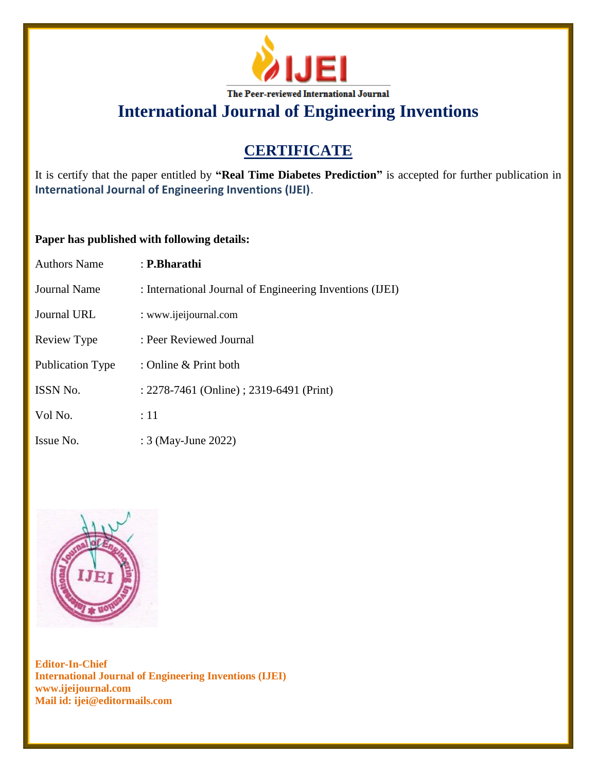IJEI

The Peer-reviewed International Journal

# International Journal of Engineering Inventions

## CERTIFICATE

It is certify that the paper entitled by **"Real Time Diabetes Prediction"** is accepted for further publication in **International Journal of Engineering Inventions (IJEI)**.

**Paper has published with following details:**

| | |
|---|---|
| Authors Name | : **P.Bharathi** |
| Journal Name | : International Journal of Engineering Inventions (IJEI) |
| Journal URL | : www.ijeijournal.com |
| Review Type | : Peer Reviewed Journal |
| Publication Type | : Online & Print both |
| ISSN No. | : 2278-7461 (Online) ; 2319-6491 (Print) |
| Vol No. | : 11 |
| Issue No. | : 3 (May-June 2022) |

**Editor-In-Chief**
**International Journal of Engineering Inventions (IJEI)**
**www.ijeijournal.com**
**Mail id: ijei@editormails.com**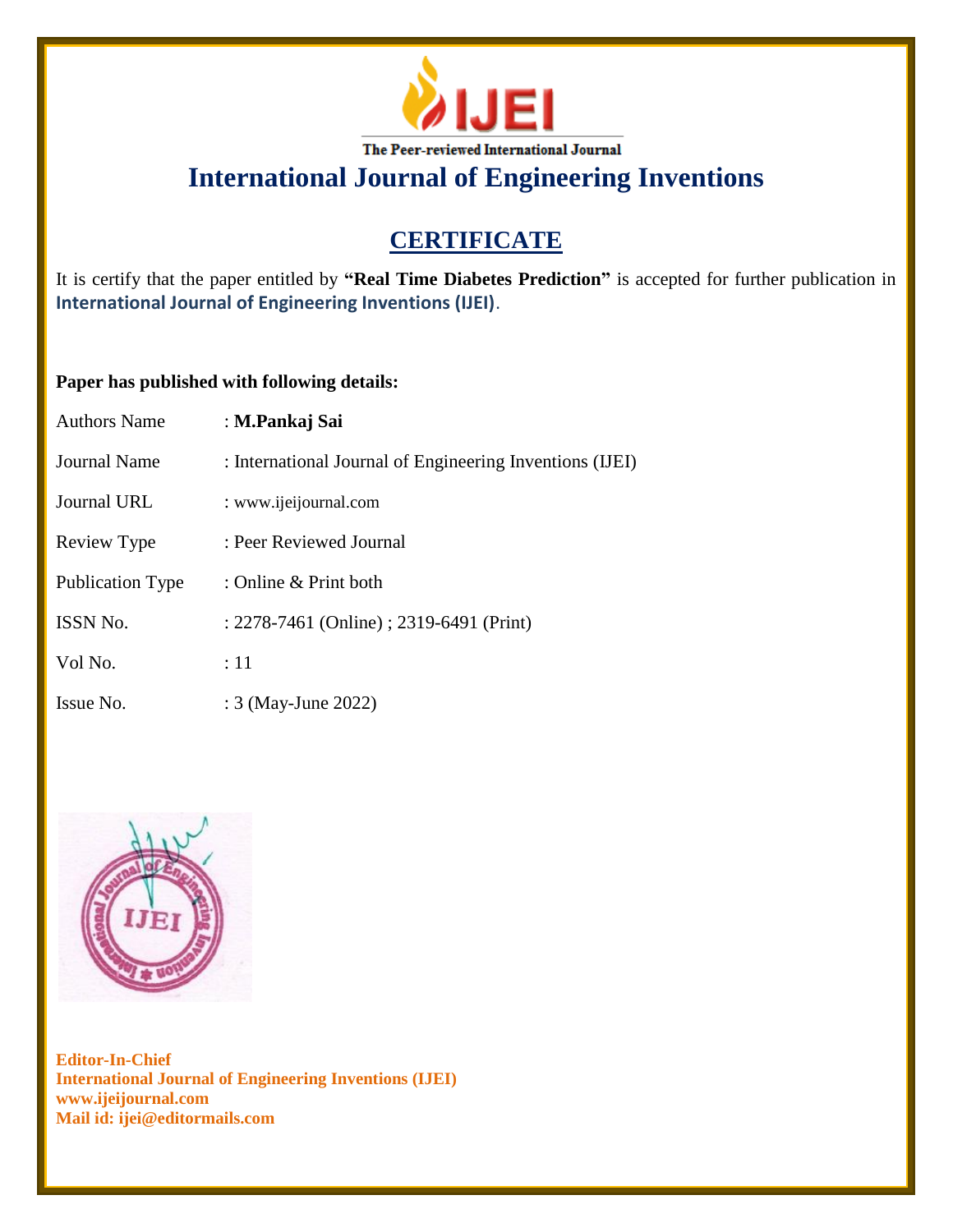The Peer-reviewed International Journal

# International Journal of Engineering Inventions

## CERTIFICATE

It is certify that the paper entitled by **"Real Time Diabetes Prediction"** is accepted for further publication in **International Journal of Engineering Inventions (IJEI)**.

**Paper has published with following details:**

| | |
|---|---|
| Authors Name | : **M.Pankaj Sai** |
| Journal Name | : International Journal of Engineering Inventions (IJEI) |
| Journal URL | : www.ijeijournal.com |
| Review Type | : Peer Reviewed Journal |
| Publication Type | : Online & Print both |
| ISSN No. | : 2278-7461 (Online) ; 2319-6491 (Print) |
| Vol No. | : 11 |
| Issue No. | : 3 (May-June 2022) |

**Editor-In-Chief**
**International Journal of Engineering Inventions (IJEI)**
**www.ijeijournal.com**
**Mail id: ijei@editormails.com**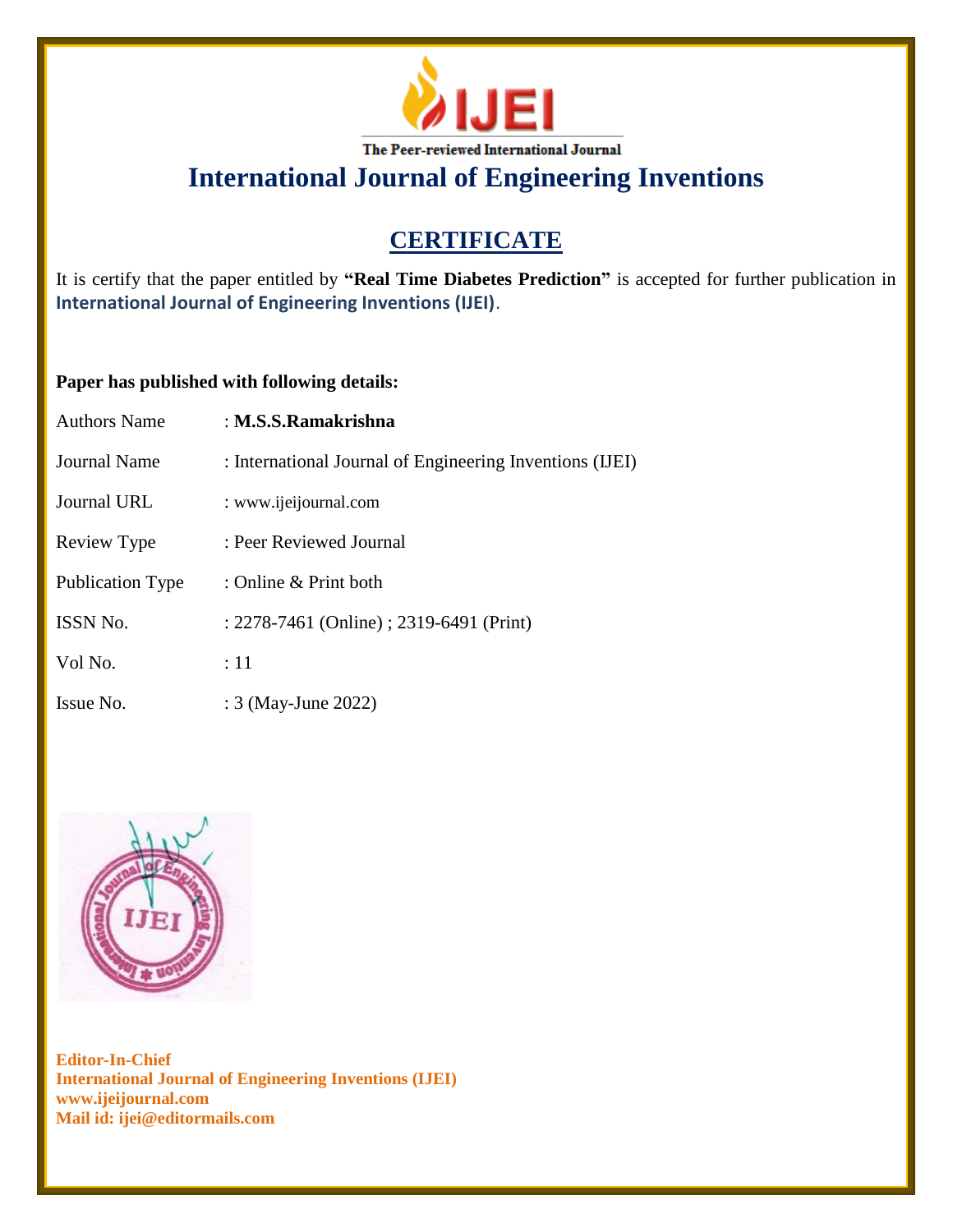IJEI

The Peer-reviewed International Journal

# International Journal of Engineering Inventions

## CERTIFICATE

It is certify that the paper entitled by **"Real Time Diabetes Prediction"** is accepted for further publication in **International Journal of Engineering Inventions (IJEI)**.

**Paper has published with following details:**

| | |
|---|---|
| Authors Name | : **M.S.S.Ramakrishna** |
| Journal Name | : International Journal of Engineering Inventions (IJEI) |
| Journal URL | : www.ijeijournal.com |
| Review Type | : Peer Reviewed Journal |
| Publication Type | : Online & Print both |
| ISSN No. | : 2278-7461 (Online) ; 2319-6491 (Print) |
| Vol No. | : 11 |
| Issue No. | : 3 (May-June 2022) |

**Editor-In-Chief**
**International Journal of Engineering Inventions (IJEI)**
**www.ijeijournal.com**
**Mail id: ijei@editormails.com**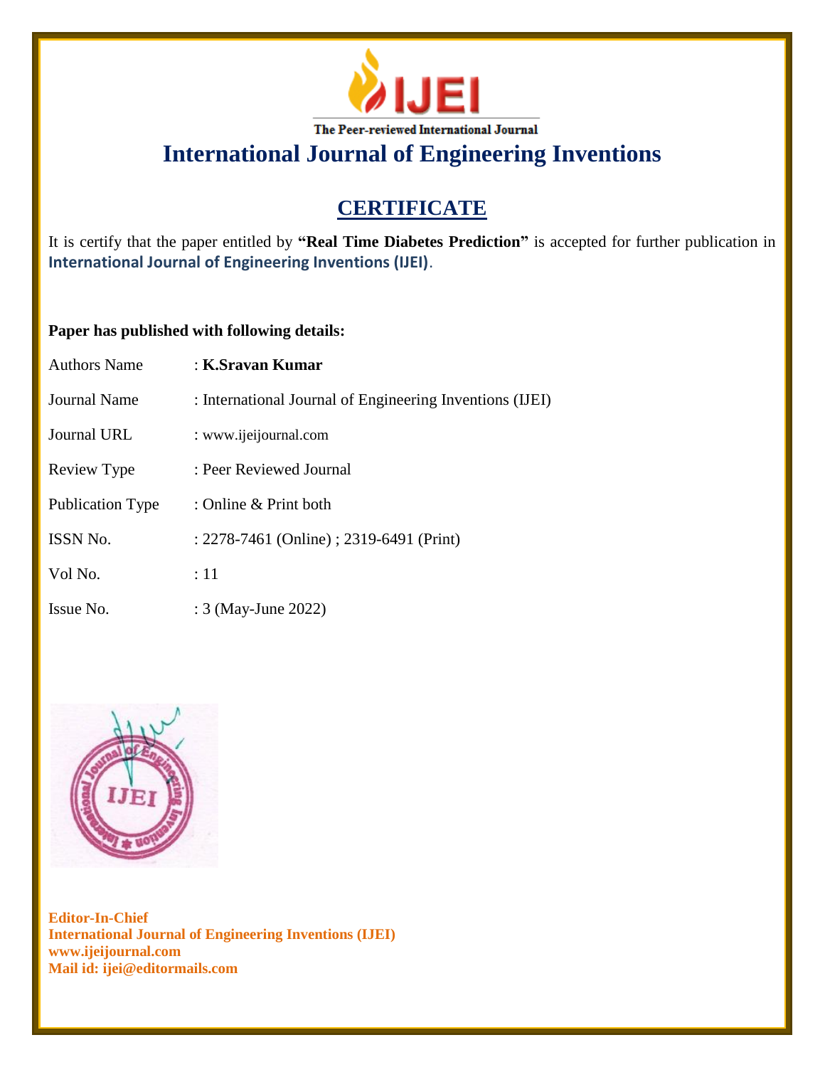IJEI

The Peer-reviewed International Journal

# International Journal of Engineering Inventions

## CERTIFICATE

It is certify that the paper entitled by **"Real Time Diabetes Prediction"** is accepted for further publication in **International Journal of Engineering Inventions (IJEI)**.

**Paper has published with following details:**

| | |
|---|---|
| Authors Name | : **K.Sravan Kumar** |
| Journal Name | : International Journal of Engineering Inventions (IJEI) |
| Journal URL | : www.ijeijournal.com |
| Review Type | : Peer Reviewed Journal |
| Publication Type | : Online & Print both |
| ISSN No. | : 2278-7461 (Online) ; 2319-6491 (Print) |
| Vol No. | : 11 |
| Issue No. | : 3 (May-June 2022) |

**Editor-In-Chief**
**International Journal of Engineering Inventions (IJEI)**
**www.ijeijournal.com**
**Mail id: ijei@editormails.com**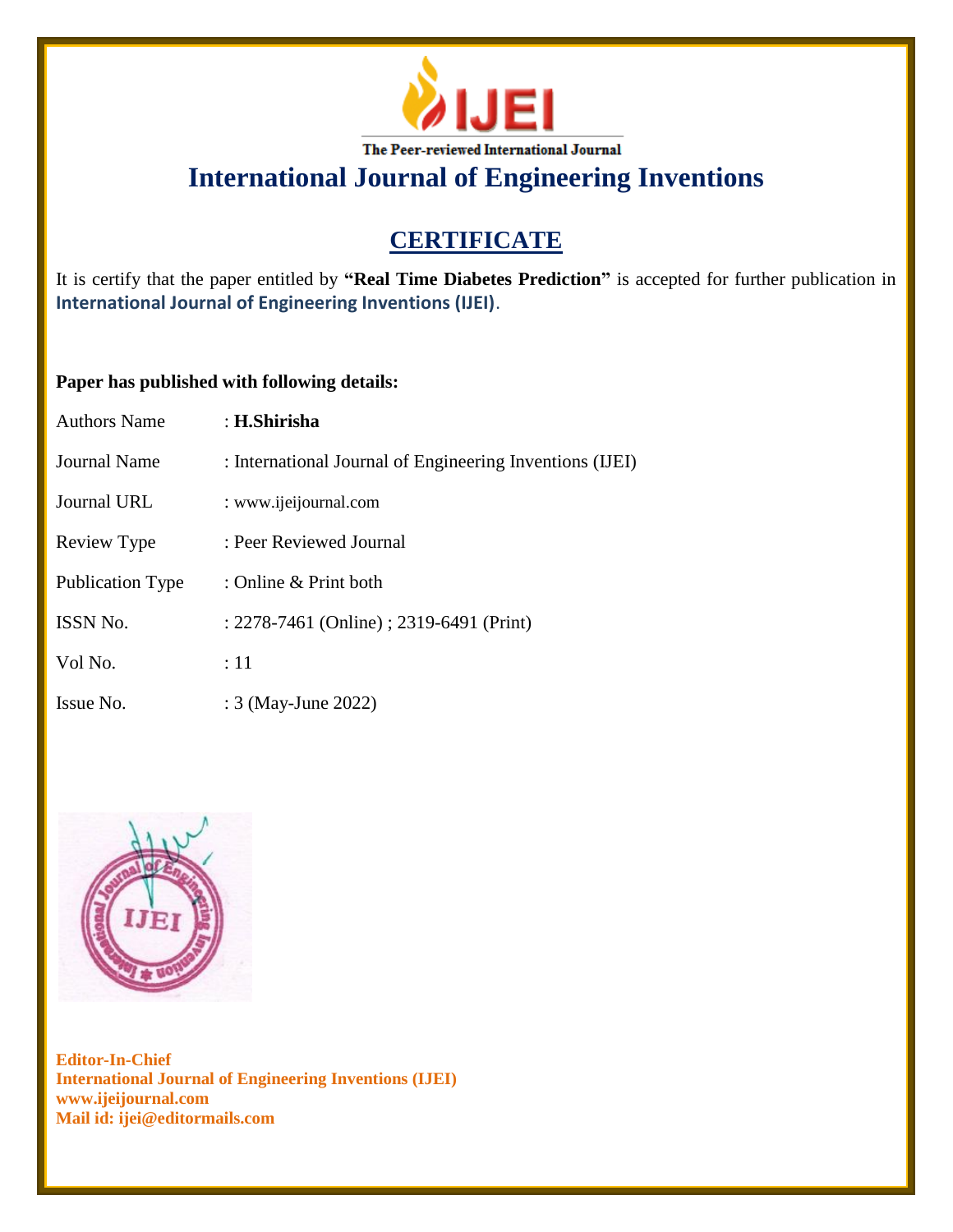IJEI

The Peer-reviewed International Journal

# International Journal of Engineering Inventions

## CERTIFICATE

It is certify that the paper entitled by **"Real Time Diabetes Prediction"** is accepted for further publication in **International Journal of Engineering Inventions (IJEI)**.

**Paper has published with following details:**

| | |
|---|---|
| Authors Name | : **H.Shirisha** |
| Journal Name | : International Journal of Engineering Inventions (IJEI) |
| Journal URL | : www.ijeijournal.com |
| Review Type | : Peer Reviewed Journal |
| Publication Type | : Online & Print both |
| ISSN No. | : 2278-7461 (Online) ; 2319-6491 (Print) |
| Vol No. | : 11 |
| Issue No. | : 3 (May-June 2022) |

**Editor-In-Chief**
**International Journal of Engineering Inventions (IJEI)**
**www.ijeijournal.com**
**Mail id: ijei@editormails.com**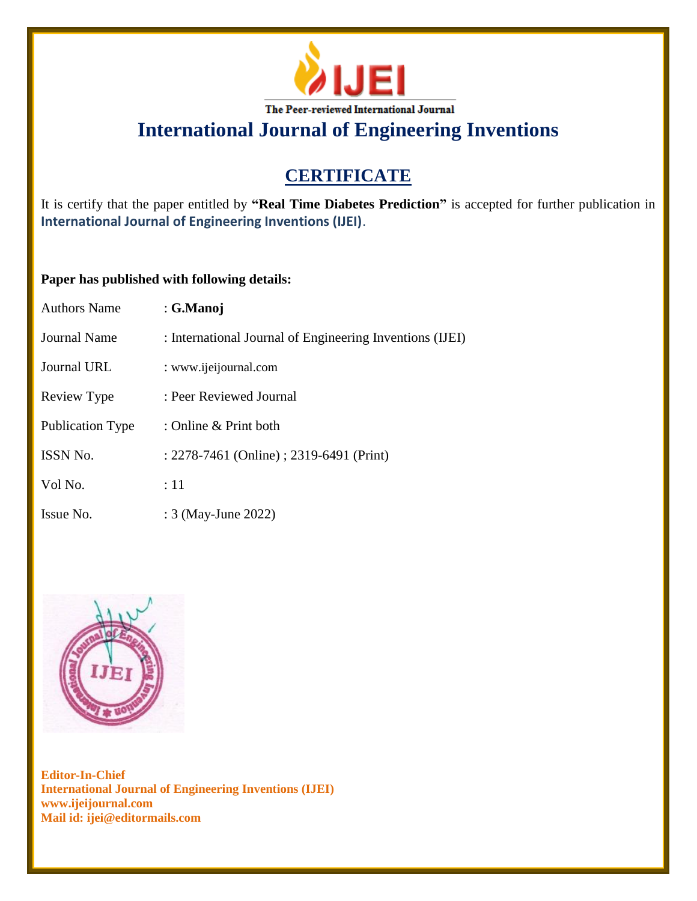**IJEI**

The Peer-reviewed International Journal

# International Journal of Engineering Inventions

## CERTIFICATE

It is certify that the paper entitled by **"Real Time Diabetes Prediction"** is accepted for further publication in **International Journal of Engineering Inventions (IJEI)**.

**Paper has published with following details:**

| | |
|---|---|
| Authors Name | : **G.Manoj** |
| Journal Name | : International Journal of Engineering Inventions (IJEI) |
| Journal URL | : www.ijeijournal.com |
| Review Type | : Peer Reviewed Journal |
| Publication Type | : Online & Print both |
| ISSN No. | : 2278-7461 (Online) ; 2319-6491 (Print) |
| Vol No. | : 11 |
| Issue No. | : 3 (May-June 2022) |

International Journal of Engineering Invention IJEI

**Editor-In-Chief**
**International Journal of Engineering Inventions (IJEI)**
**www.ijeijournal.com**
**Mail id: ijei@editormails.com**